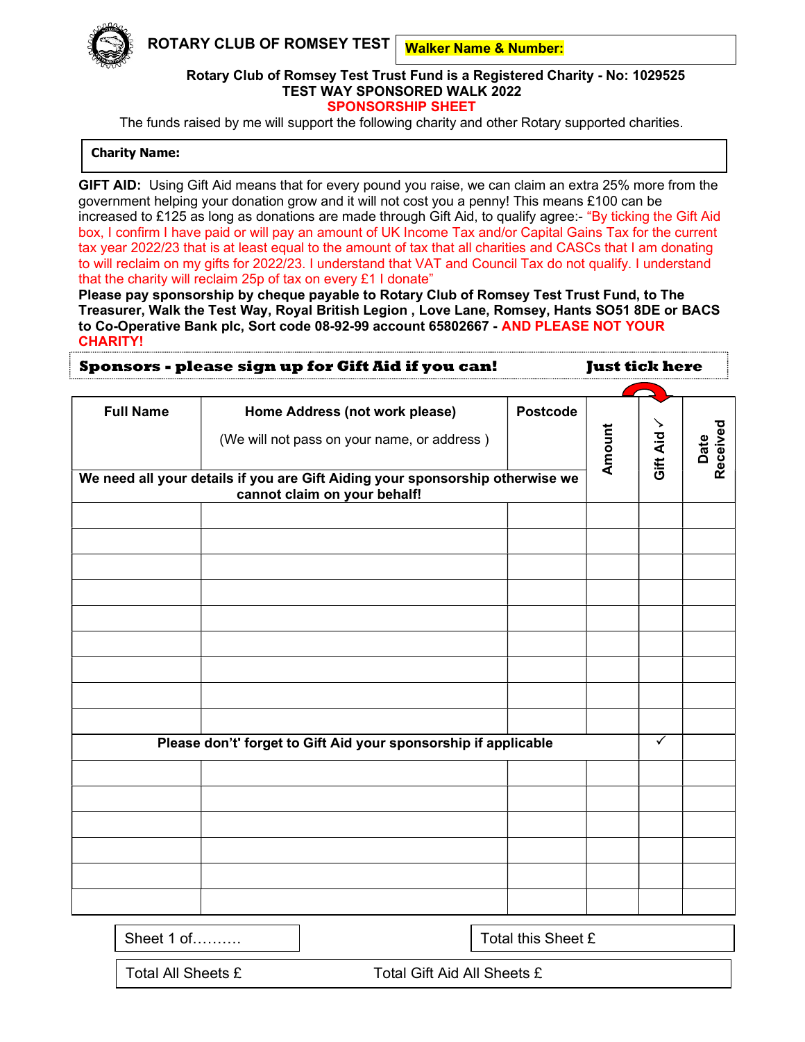**ROTARY CLUB OF ROMSEY TEST**

**Walker Name & Number:**

**Rotary Club of Romsey Test Trust Fund is a Registered Charity - No: 1029525**
**TEST WAY SPONSORED WALK 2022**
**SPONSORSHIP SHEET**

The funds raised by me will support the following charity and other Rotary supported charities.

**Charity Name:**

**GIFT AID:** Using Gift Aid means that for every pound you raise, we can claim an extra 25% more from the government helping your donation grow and it will not cost you a penny! This means £100 can be increased to £125 as long as donations are made through Gift Aid, to qualify agree:- "By ticking the Gift Aid box, I confirm I have paid or will pay an amount of UK Income Tax and/or Capital Gains Tax for the current tax year 2022/23 that is at least equal to the amount of tax that all charities and CASCs that I am donating to will reclaim on my gifts for 2022/23. I understand that VAT and Council Tax do not qualify. I understand that the charity will reclaim 25p of tax on every £1 I donate"

**Please pay sponsorship by cheque payable to Rotary Club of Romsey Test Trust Fund, to The Treasurer, Walk the Test Way, Royal British Legion , Love Lane, Romsey, Hants SO51 8DE or BACS to Co-Operative Bank plc, Sort code 08-92-99 account 65802667 - AND PLEASE NOT YOUR CHARITY!**

**Sponsors - please sign up for Gift Aid if you can!** **Just tick here**

| Full Name | Home Address (not work please) (We will not pass on your name, or address ) | Postcode | Amount | Gift Aid ✓ | Date Received |
|---|---|---|---|---|---|
| **We need all your details if you are Gift Aiding your sponsorship otherwise we cannot claim on your behalf!** | | | | | |
| | | | | | |
| | | | | | |
| | | | | | |
| | | | | | |
| | | | | | |
| | | | | | |
| | | | | | |
| | | | | | |
| | | | | | |
| **Please don't' forget to Gift Aid your sponsorship if applicable** | | | | ✓ | |
| | | | | | |
| | | | | | |
| | | | | | |
| | | | | | |
| | | | | | |
| | | | | | |

Sheet 1 of……….

Total this Sheet £

Total All Sheets £

Total Gift Aid All Sheets £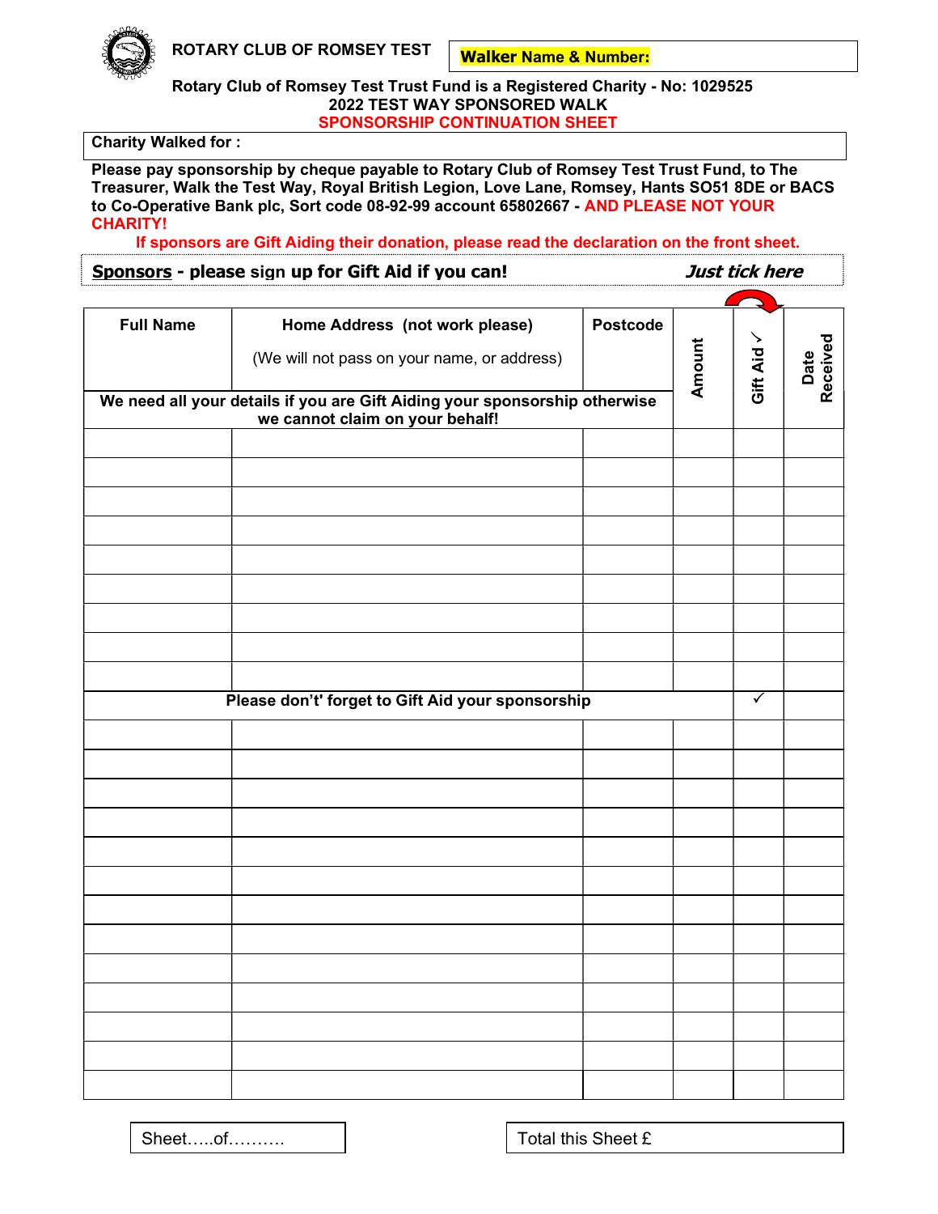**ROTARY CLUB OF ROMSEY TEST**

**Walker Name & Number:**

**Rotary Club of Romsey Test Trust Fund is a Registered Charity - No: 1029525**
**2022 TEST WAY SPONSORED WALK**
**SPONSORSHIP CONTINUATION SHEET**

**Charity Walked for :**

**Please pay sponsorship by cheque payable to Rotary Club of Romsey Test Trust Fund, to The Treasurer, Walk the Test Way, Royal British Legion, Love Lane, Romsey, Hants SO51 8DE or BACS to Co-Operative Bank plc, Sort code 08-92-99 account 65802667 - AND PLEASE NOT YOUR CHARITY!**

**If sponsors are Gift Aiding their donation, please read the declaration on the front sheet.**

**Sponsors - please sign up for Gift Aid if you can!** ***Just tick here***

| Full Name | Home Address (not work please)<br>(We will not pass on your name, or address) | Postcode | Amount | Gift Aid ✓ | Date Received |
|---|---|---|---|---|---|
| We need all your details if you are Gift Aiding your sponsorship otherwise we cannot claim on your behalf! | | | | | |
| | | | | | |
| | | | | | |
| | | | | | |
| | | | | | |
| | | | | | |
| | | | | | |
| | | | | | |
| | | | | | |
| | | | | | |
| Please don't' forget to Gift Aid your sponsorship | | | | ✓ | |
| | | | | | |
| | | | | | |
| | | | | | |
| | | | | | |
| | | | | | |
| | | | | | |
| | | | | | |
| | | | | | |
| | | | | | |
| | | | | | |
| | | | | | |
| | | | | | |
| | | | | | |

Sheet…..of……….

Total this Sheet £